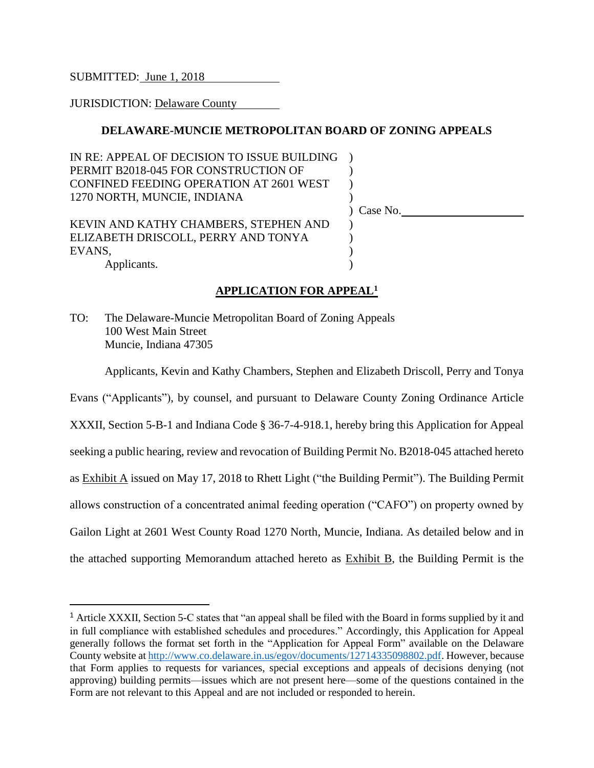SUBMITTED: June 1, 2018

JURISDICTION: Delaware County

**DELAWARE-MUNCIE METROPOLITAN BOARD OF ZONING APPEALS**

| | | |
|---|---|---|
| IN RE: APPEAL OF DECISION TO ISSUE BUILDING PERMIT B2018-045 FOR CONSTRUCTION OF CONFINED FEEDING OPERATION AT 2601 WEST 1270 NORTH, MUNCIE, INDIANA | ) | |
| | ) | Case No.\_\_\_\_\_\_\_\_\_\_\_\_\_\_\_\_ |
| KEVIN AND KATHY CHAMBERS, STEPHEN AND ELIZABETH DRISCOLL, PERRY AND TONYA EVANS, Applicants. | ) | |

**APPLICATION FOR APPEAL**[1]

TO: The Delaware-Muncie Metropolitan Board of Zoning Appeals
100 West Main Street
Muncie, Indiana 47305

Applicants, Kevin and Kathy Chambers, Stephen and Elizabeth Driscoll, Perry and Tonya Evans ("Applicants"), by counsel, and pursuant to Delaware County Zoning Ordinance Article XXXII, Section 5-B-1 and Indiana Code § 36-7-4-918.1, hereby bring this Application for Appeal seeking a public hearing, review and revocation of Building Permit No. B2018-045 attached hereto as Exhibit A issued on May 17, 2018 to Rhett Light ("the Building Permit"). The Building Permit allows construction of a concentrated animal feeding operation ("CAFO") on property owned by Gailon Light at 2601 West County Road 1270 North, Muncie, Indiana. As detailed below and in the attached supporting Memorandum attached hereto as Exhibit B, the Building Permit is the

---

[1] Article XXXII, Section 5-C states that "an appeal shall be filed with the Board in forms supplied by it and in full compliance with established schedules and procedures." Accordingly, this Application for Appeal generally follows the format set forth in the "Application for Appeal Form" available on the Delaware County website at http://www.co.delaware.in.us/egov/documents/12714335098802.pdf. However, because that Form applies to requests for variances, special exceptions and appeals of decisions denying (not approving) building permits—issues which are not present here—some of the questions contained in the Form are not relevant to this Appeal and are not included or responded to herein.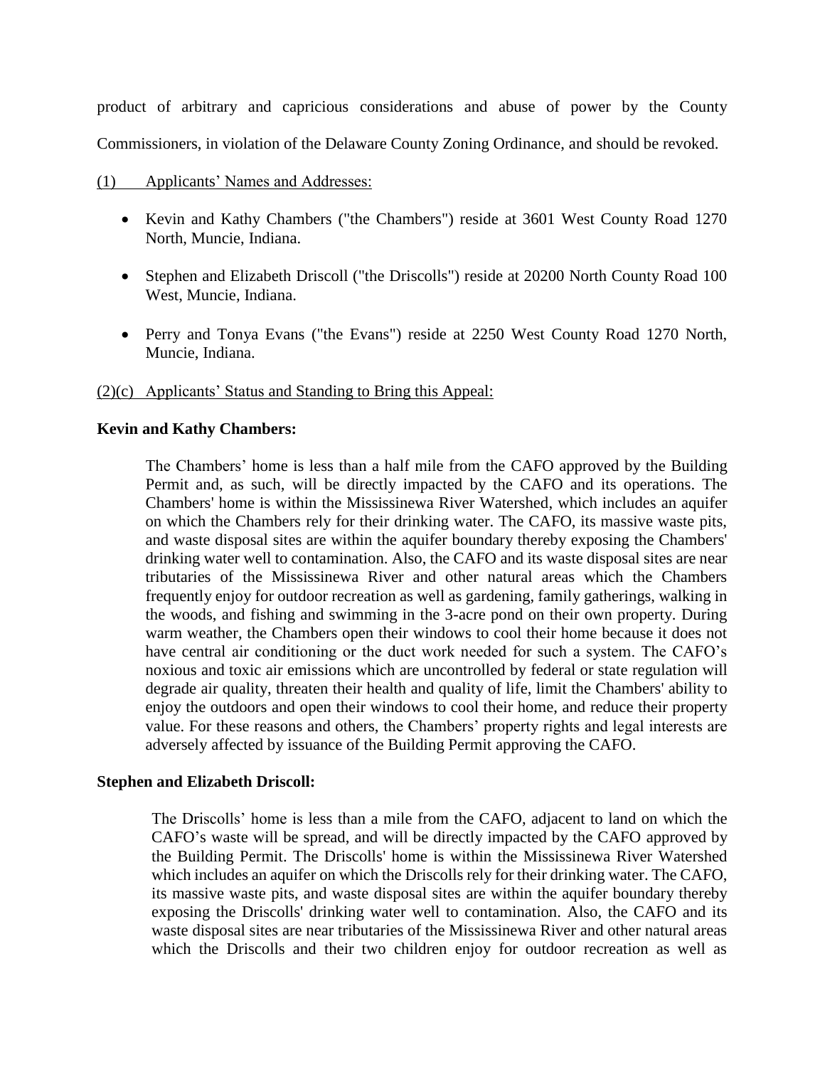product of arbitrary and capricious considerations and abuse of power by the County Commissioners, in violation of the Delaware County Zoning Ordinance, and should be revoked.

(1) Applicants' Names and Addresses:

- Kevin and Kathy Chambers ("the Chambers") reside at 3601 West County Road 1270 North, Muncie, Indiana.
- Stephen and Elizabeth Driscoll ("the Driscolls") reside at 20200 North County Road 100 West, Muncie, Indiana.
- Perry and Tonya Evans ("the Evans") reside at 2250 West County Road 1270 North, Muncie, Indiana.

(2)(c) Applicants' Status and Standing to Bring this Appeal:

**Kevin and Kathy Chambers:**

> The Chambers' home is less than a half mile from the CAFO approved by the Building Permit and, as such, will be directly impacted by the CAFO and its operations. The Chambers' home is within the Mississinewa River Watershed, which includes an aquifer on which the Chambers rely for their drinking water. The CAFO, its massive waste pits, and waste disposal sites are within the aquifer boundary thereby exposing the Chambers' drinking water well to contamination. Also, the CAFO and its waste disposal sites are near tributaries of the Mississinewa River and other natural areas which the Chambers frequently enjoy for outdoor recreation as well as gardening, family gatherings, walking in the woods, and fishing and swimming in the 3-acre pond on their own property. During warm weather, the Chambers open their windows to cool their home because it does not have central air conditioning or the duct work needed for such a system. The CAFO's noxious and toxic air emissions which are uncontrolled by federal or state regulation will degrade air quality, threaten their health and quality of life, limit the Chambers' ability to enjoy the outdoors and open their windows to cool their home, and reduce their property value. For these reasons and others, the Chambers' property rights and legal interests are adversely affected by issuance of the Building Permit approving the CAFO.

**Stephen and Elizabeth Driscoll:**

> The Driscolls' home is less than a mile from the CAFO, adjacent to land on which the CAFO's waste will be spread, and will be directly impacted by the CAFO approved by the Building Permit. The Driscolls' home is within the Mississinewa River Watershed which includes an aquifer on which the Driscolls rely for their drinking water. The CAFO, its massive waste pits, and waste disposal sites are within the aquifer boundary thereby exposing the Driscolls' drinking water well to contamination. Also, the CAFO and its waste disposal sites are near tributaries of the Mississinewa River and other natural areas which the Driscolls and their two children enjoy for outdoor recreation as well as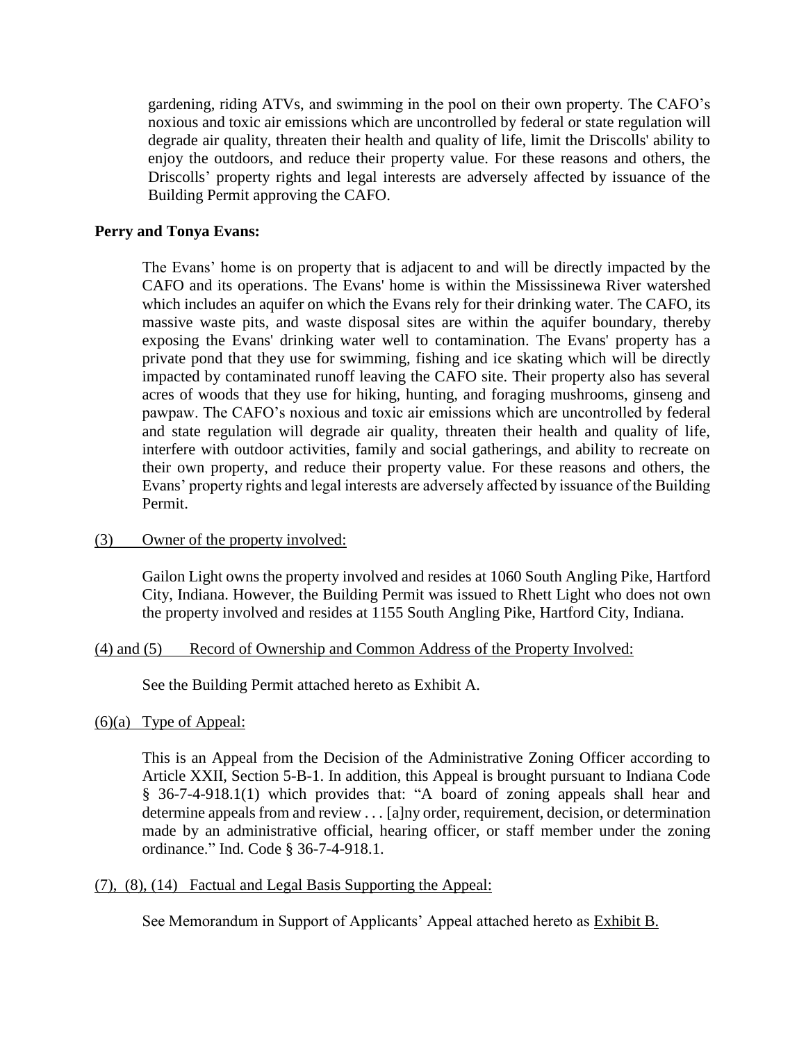gardening, riding ATVs, and swimming in the pool on their own property. The CAFO's noxious and toxic air emissions which are uncontrolled by federal or state regulation will degrade air quality, threaten their health and quality of life, limit the Driscolls' ability to enjoy the outdoors, and reduce their property value. For these reasons and others, the Driscolls' property rights and legal interests are adversely affected by issuance of the Building Permit approving the CAFO.

**Perry and Tonya Evans:**

The Evans' home is on property that is adjacent to and will be directly impacted by the CAFO and its operations. The Evans' home is within the Mississinewa River watershed which includes an aquifer on which the Evans rely for their drinking water. The CAFO, its massive waste pits, and waste disposal sites are within the aquifer boundary, thereby exposing the Evans' drinking water well to contamination. The Evans' property has a private pond that they use for swimming, fishing and ice skating which will be directly impacted by contaminated runoff leaving the CAFO site. Their property also has several acres of woods that they use for hiking, hunting, and foraging mushrooms, ginseng and pawpaw. The CAFO's noxious and toxic air emissions which are uncontrolled by federal and state regulation will degrade air quality, threaten their health and quality of life, interfere with outdoor activities, family and social gatherings, and ability to recreate on their own property, and reduce their property value. For these reasons and others, the Evans' property rights and legal interests are adversely affected by issuance of the Building Permit.

(3) Owner of the property involved:

Gailon Light owns the property involved and resides at 1060 South Angling Pike, Hartford City, Indiana. However, the Building Permit was issued to Rhett Light who does not own the property involved and resides at 1155 South Angling Pike, Hartford City, Indiana.

(4) and (5) Record of Ownership and Common Address of the Property Involved:

See the Building Permit attached hereto as Exhibit A.

(6)(a) Type of Appeal:

This is an Appeal from the Decision of the Administrative Zoning Officer according to Article XXII, Section 5-B-1. In addition, this Appeal is brought pursuant to Indiana Code § 36-7-4-918.1(1) which provides that: "A board of zoning appeals shall hear and determine appeals from and review . . . [a]ny order, requirement, decision, or determination made by an administrative official, hearing officer, or staff member under the zoning ordinance." Ind. Code § 36-7-4-918.1.

(7), (8), (14) Factual and Legal Basis Supporting the Appeal:

See Memorandum in Support of Applicants' Appeal attached hereto as Exhibit B.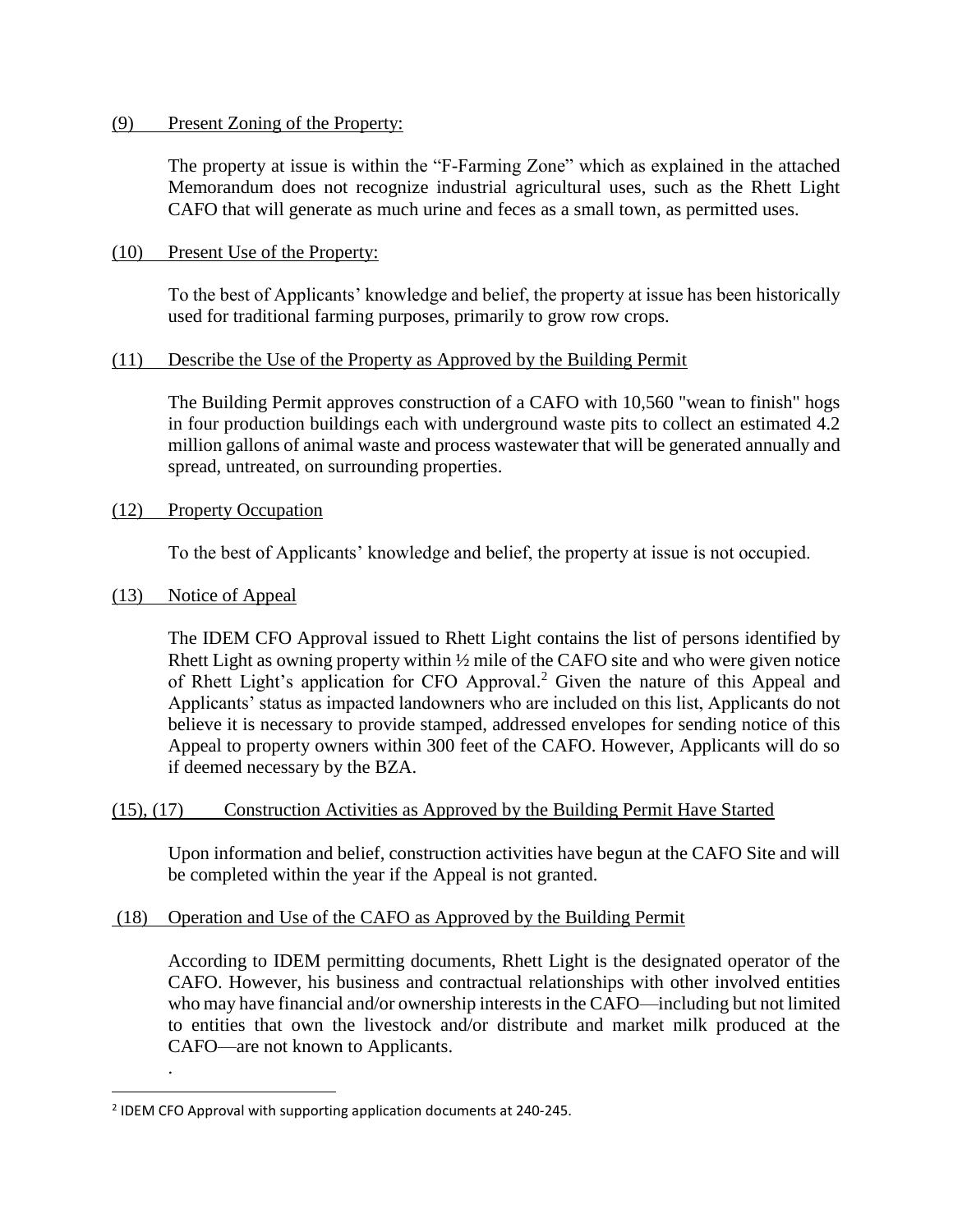(9) <u>Present Zoning of the Property:</u>

The property at issue is within the "F-Farming Zone" which as explained in the attached Memorandum does not recognize industrial agricultural uses, such as the Rhett Light CAFO that will generate as much urine and feces as a small town, as permitted uses.

(10) <u>Present Use of the Property:</u>

To the best of Applicants' knowledge and belief, the property at issue has been historically used for traditional farming purposes, primarily to grow row crops.

(11) <u>Describe the Use of the Property as Approved by the Building Permit</u>

The Building Permit approves construction of a CAFO with 10,560 "wean to finish" hogs in four production buildings each with underground waste pits to collect an estimated 4.2 million gallons of animal waste and process wastewater that will be generated annually and spread, untreated, on surrounding properties.

(12) <u>Property Occupation</u>

To the best of Applicants' knowledge and belief, the property at issue is not occupied.

(13) <u>Notice of Appeal</u>

The IDEM CFO Approval issued to Rhett Light contains the list of persons identified by Rhett Light as owning property within ½ mile of the CAFO site and who were given notice of Rhett Light's application for CFO Approval.[2] Given the nature of this Appeal and Applicants' status as impacted landowners who are included on this list, Applicants do not believe it is necessary to provide stamped, addressed envelopes for sending notice of this Appeal to property owners within 300 feet of the CAFO. However, Applicants will do so if deemed necessary by the BZA.

(15), (17) <u>Construction Activities as Approved by the Building Permit Have Started</u>

Upon information and belief, construction activities have begun at the CAFO Site and will be completed within the year if the Appeal is not granted.

(18) <u>Operation and Use of the CAFO as Approved by the Building Permit</u>

According to IDEM permitting documents, Rhett Light is the designated operator of the CAFO. However, his business and contractual relationships with other involved entities who may have financial and/or ownership interests in the CAFO—including but not limited to entities that own the livestock and/or distribute and market milk produced at the CAFO—are not known to Applicants.

.

---

[2] IDEM CFO Approval with supporting application documents at 240-245.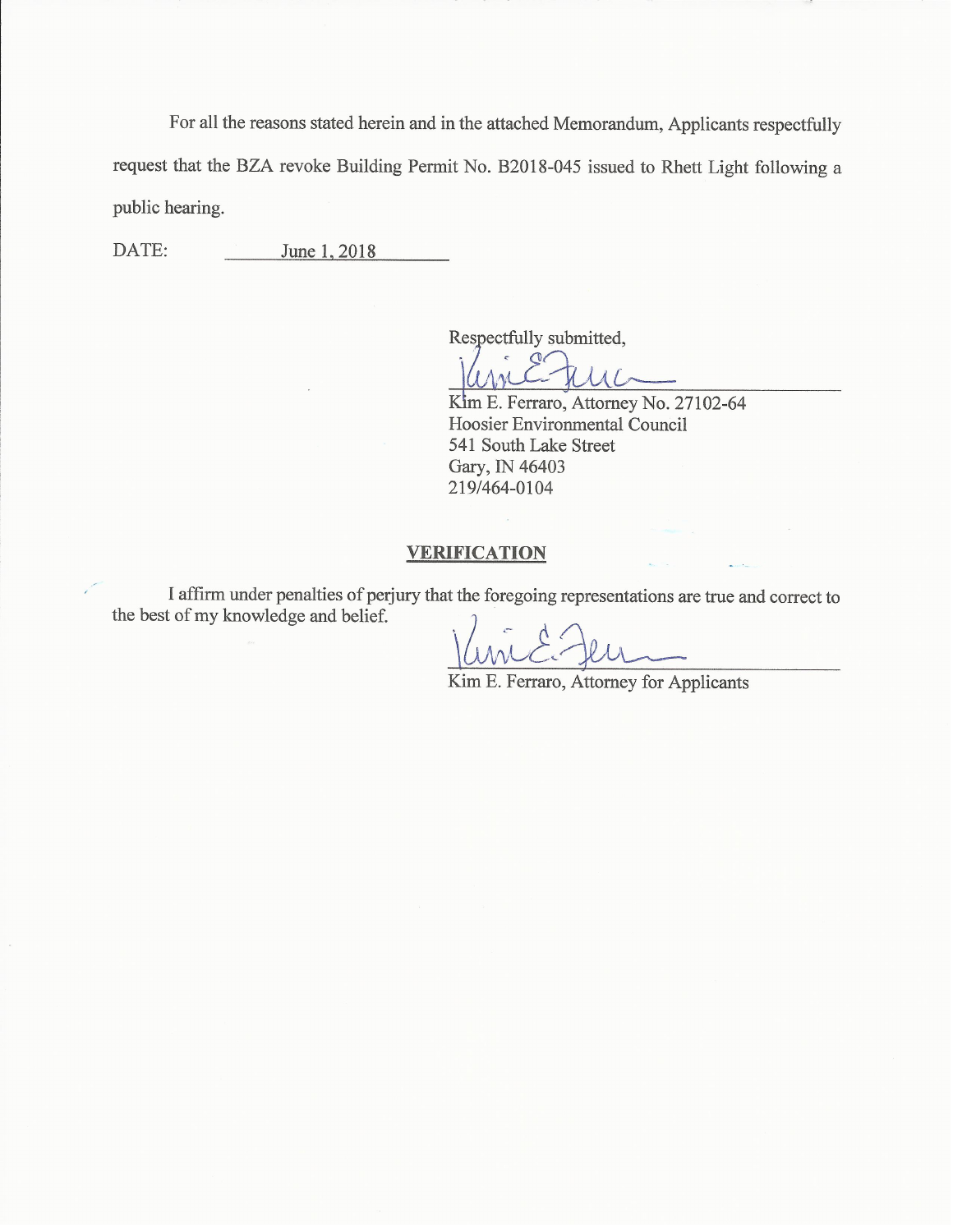For all the reasons stated herein and in the attached Memorandum, Applicants respectfully request that the BZA revoke Building Permit No. B2018-045 issued to Rhett Light following a public hearing.

DATE: June 1, 2018

Respectfully submitted,

Kim E. Ferraro, Attorney No. 27102-64
Hoosier Environmental Council
541 South Lake Street
Gary, IN 46403
219/464-0104

## VERIFICATION

I affirm under penalties of perjury that the foregoing representations are true and correct to the best of my knowledge and belief.

Kim E. Ferraro, Attorney for Applicants